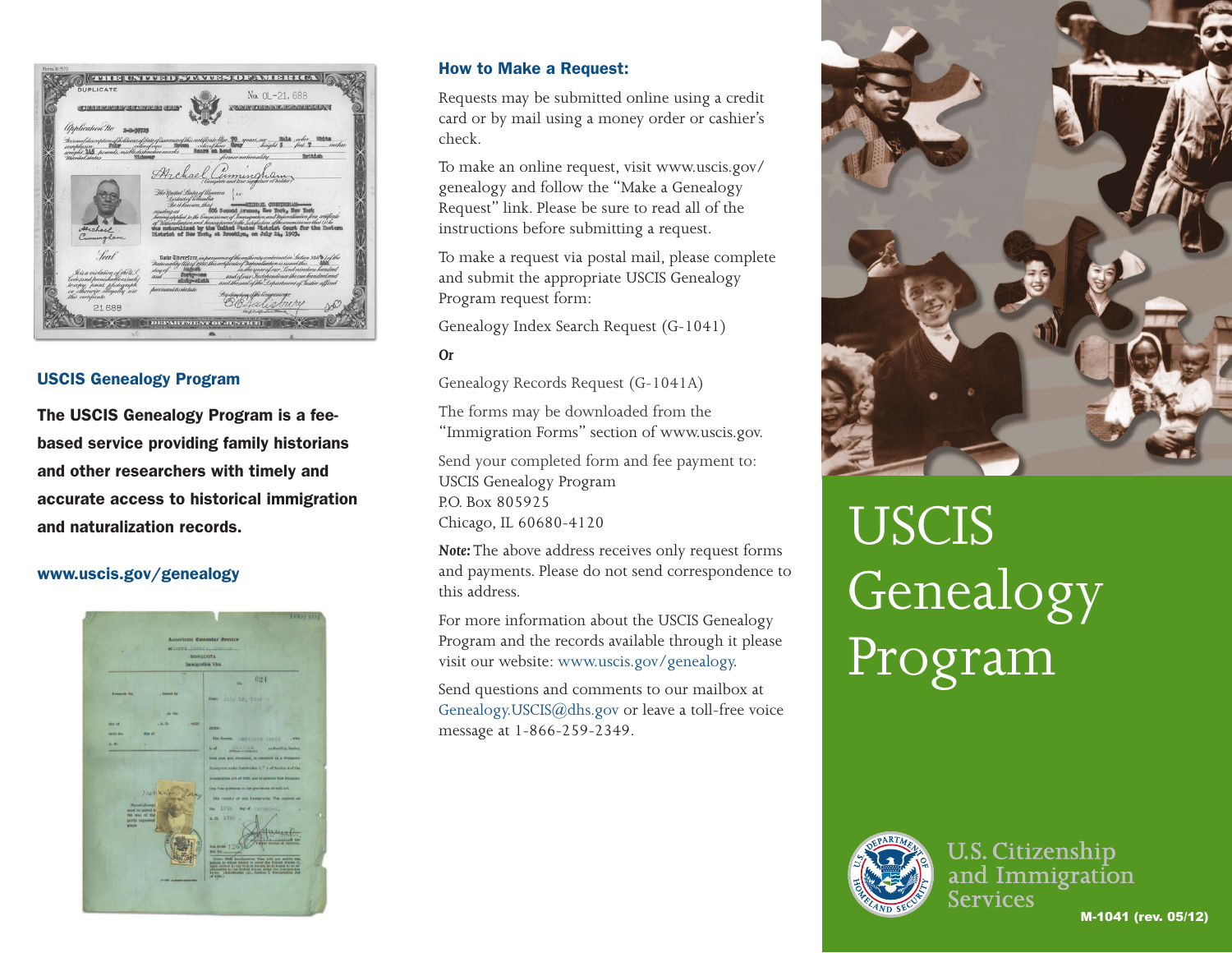## USCIS Genealogy Program

**The USCIS Genealogy Program is a fee-based service providing family historians and other researchers with timely and accurate access to historical immigration and naturalization records.**

**www.uscis.gov/genealogy**

## How to Make a Request:

Requests may be submitted online using a credit card or by mail using a money order or cashier's check.

To make an online request, visit www.uscis.gov/genealogy and follow the "Make a Genealogy Request" link. Please be sure to read all of the instructions before submitting a request.

To make a request via postal mail, please complete and submit the appropriate USCIS Genealogy Program request form:

Genealogy Index Search Request (G-1041)

*Or*

Genealogy Records Request (G-1041A)

The forms may be downloaded from the "Immigration Forms" section of www.uscis.gov.

Send your completed form and fee payment to:
USCIS Genealogy Program
P.O. Box 805925
Chicago, IL 60680-4120

*Note:* The above address receives only request forms and payments. Please do not send correspondence to this address.

For more information about the USCIS Genealogy Program and the records available through it please visit our website: www.uscis.gov/genealogy.

Send questions and comments to our mailbox at Genealogy.USCIS@dhs.gov or leave a toll-free voice message at 1-866-259-2349.

# USCIS Genealogy Program

U.S. Citizenship and Immigration Services

M-1041 (rev. 05/12)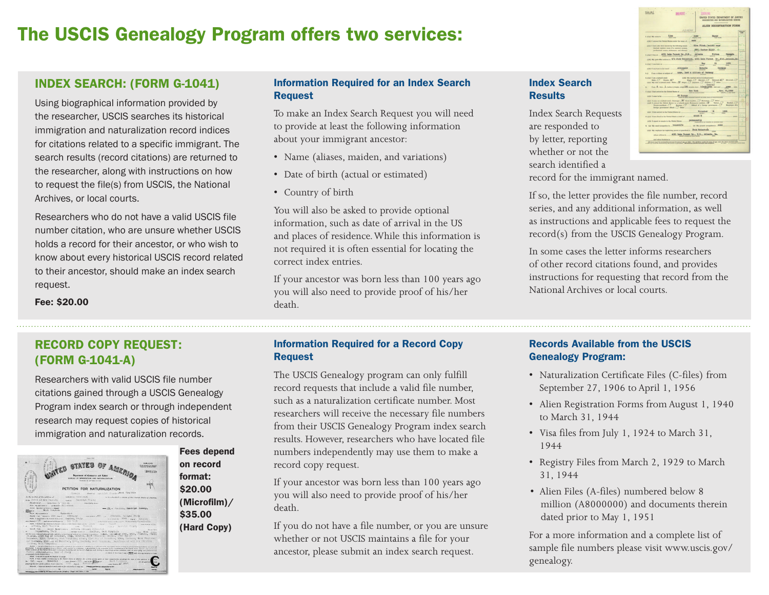# The USCIS Genealogy Program offers two services:

## INDEX SEARCH: (FORM G-1041)

Using biographical information provided by the researcher, USCIS searches its historical immigration and naturalization record indices for citations related to a specific immigrant. The search results (record citations) are returned to the researcher, along with instructions on how to request the file(s) from USCIS, the National Archives, or local courts.

Researchers who do not have a valid USCIS file number citation, who are unsure whether USCIS holds a record for their ancestor, or who wish to know about every historical USCIS record related to their ancestor, should make an index search request.

**Fee: $20.00**

### Information Required for an Index Search Request

To make an Index Search Request you will need to provide at least the following information about your immigrant ancestor:

- Name (aliases, maiden, and variations)
- Date of birth (actual or estimated)
- Country of birth

You will also be asked to provide optional information, such as date of arrival in the US and places of residence. While this information is not required it is often essential for locating the correct index entries.

If your ancestor was born less than 100 years ago you will also need to provide proof of his/her death.

### Index Search Results

Index Search Requests are responded to by letter, reporting whether or not the search identified a record for the immigrant named.

If so, the letter provides the file number, record series, and any additional information, as well as instructions and applicable fees to request the record(s) from the USCIS Genealogy Program.

In some cases the letter informs researchers of other record citations found, and provides instructions for requesting that record from the National Archives or local courts.

## RECORD COPY REQUEST: (FORM G-1041-A)

Researchers with valid USCIS file number citations gained through a USCIS Genealogy Program index search or through independent research may request copies of historical immigration and naturalization records.

**Fees depend on record format: $20.00 (Microfilm)/ $35.00 (Hard Copy)**

### Information Required for a Record Copy Request

The USCIS Genealogy program can only fulfill record requests that include a valid file number, such as a naturalization certificate number. Most researchers will receive the necessary file numbers from their USCIS Genealogy Program index search results. However, researchers who have located file numbers independently may use them to make a record copy request.

If your ancestor was born less than 100 years ago you will also need to provide proof of his/her death.

If you do not have a file number, or you are unsure whether or not USCIS maintains a file for your ancestor, please submit an index search request.

### Records Available from the USCIS Genealogy Program:

- Naturalization Certificate Files (C-files) from September 27, 1906 to April 1, 1956
- Alien Registration Forms from August 1, 1940 to March 31, 1944
- Visa files from July 1, 1924 to March 31, 1944
- Registry Files from March 2, 1929 to March 31, 1944
- Alien Files (A-files) numbered below 8 million (A8000000) and documents therein dated prior to May 1, 1951

For a more information and a complete list of sample file numbers please visit www.uscis.gov/genealogy.